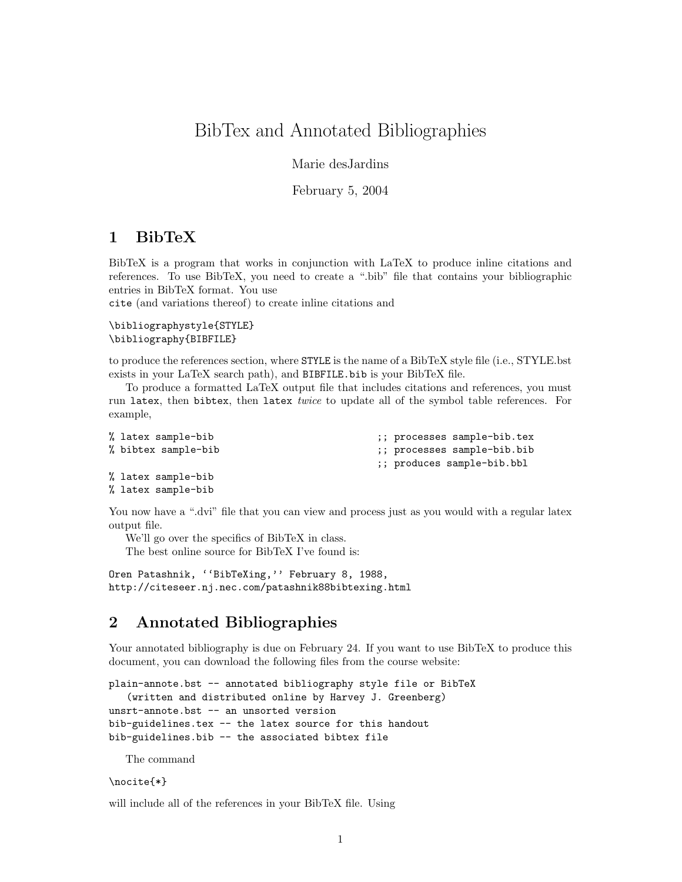# BibTex and Annotated Bibliographies

Marie desJardins

February 5, 2004

## 1 BibTeX

BibTeX is a program that works in conjunction with LaTeX to produce inline citations and references. To use BibTeX, you need to create a ".bib" file that contains your bibliographic entries in BibTeX format. You use
`cite` (and variations thereof) to create inline citations and

```
\bibliographystyle{STYLE}
\bibliography{BIBFILE}
```

to produce the references section, where `STYLE` is the name of a BibTeX style file (i.e., STYLE.bst exists in your LaTeX search path), and `BIBFILE.bib` is your BibTeX file.

To produce a formatted LaTeX output file that includes citations and references, you must run `latex`, then `bibtex`, then `latex` *twice* to update all of the symbol table references. For example,

```
% latex sample-bib                          ;; processes sample-bib.tex
% bibtex sample-bib                         ;; processes sample-bib.bib
                                            ;; produces sample-bib.bbl
% latex sample-bib
% latex sample-bib
```

You now have a ".dvi" file that you can view and process just as you would with a regular latex output file.

We'll go over the specifics of BibTeX in class.

The best online source for BibTeX I've found is:

```
Oren Patashnik, ‘‘BibTeXing,’’ February 8, 1988,
http://citeseer.nj.nec.com/patashnik88bibtexing.html
```

## 2 Annotated Bibliographies

Your annotated bibliography is due on February 24. If you want to use BibTeX to produce this document, you can download the following files from the course website:

```
plain-annote.bst -- annotated bibliography style file or BibTeX
   (written and distributed online by Harvey J. Greenberg)
unsrt-annote.bst -- an unsorted version
bib-guidelines.tex -- the latex source for this handout
bib-guidelines.bib -- the associated bibtex file
```

The command

```
\nocite{*}
```

will include all of the references in your BibTeX file. Using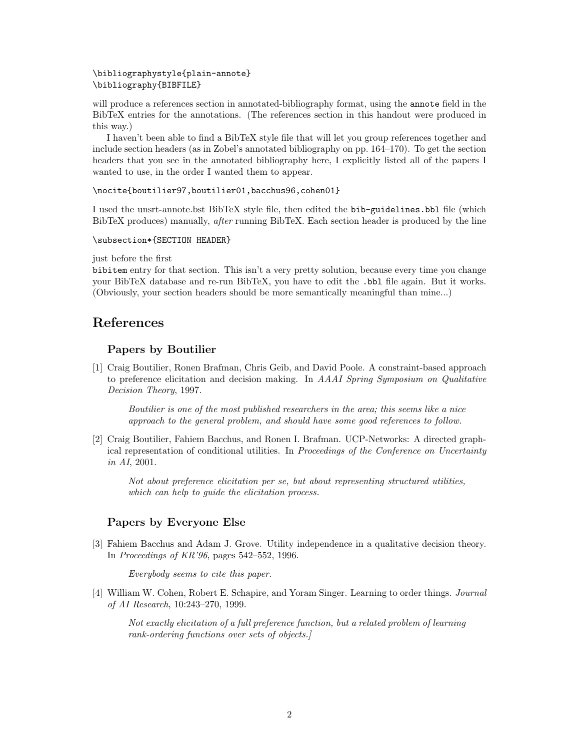```
\bibliographystyle{plain-annote}
\bibliography{BIBFILE}
```

will produce a references section in annotated-bibliography format, using the `annote` field in the BibTeX entries for the annotations. (The references section in this handout were produced in this way.)

I haven't been able to find a BibTeX style file that will let you group references together and include section headers (as in Zobel's annotated bibliography on pp. 164–170). To get the section headers that you see in the annotated bibliography here, I explicitly listed all of the papers I wanted to use, in the order I wanted them to appear.

```
\nocite{boutilier97,boutilier01,bacchus96,cohen01}
```

I used the unsrt-annote.bst BibTeX style file, then edited the `bib-guidelines.bbl` file (which BibTeX produces) manually, *after* running BibTeX. Each section header is produced by the line

```
\subsection*{SECTION HEADER}
```

just before the first
`bibitem` entry for that section. This isn't a very pretty solution, because every time you change your BibTeX database and re-run BibTeX, you have to edit the `.bbl` file again. But it works. (Obviously, your section headers should be more semantically meaningful than mine...)

## References

### Papers by Boutilier

[1] Craig Boutilier, Ronen Brafman, Chris Geib, and David Poole. A constraint-based approach to preference elicitation and decision making. In *AAAI Spring Symposium on Qualitative Decision Theory*, 1997.

> *Boutilier is one of the most published researchers in the area; this seems like a nice approach to the general problem, and should have some good references to follow.*

[2] Craig Boutilier, Fahiem Bacchus, and Ronen I. Brafman. UCP-Networks: A directed graphical representation of conditional utilities. In *Proceedings of the Conference on Uncertainty in AI*, 2001.

> *Not about preference elicitation per se, but about representing structured utilities, which can help to guide the elicitation process.*

### Papers by Everyone Else

[3] Fahiem Bacchus and Adam J. Grove. Utility independence in a qualitative decision theory. In *Proceedings of KR'96*, pages 542–552, 1996.

> *Everybody seems to cite this paper.*

[4] William W. Cohen, Robert E. Schapire, and Yoram Singer. Learning to order things. *Journal of AI Research*, 10:243–270, 1999.

> *Not exactly elicitation of a full preference function, but a related problem of learning rank-ordering functions over sets of objects.]*